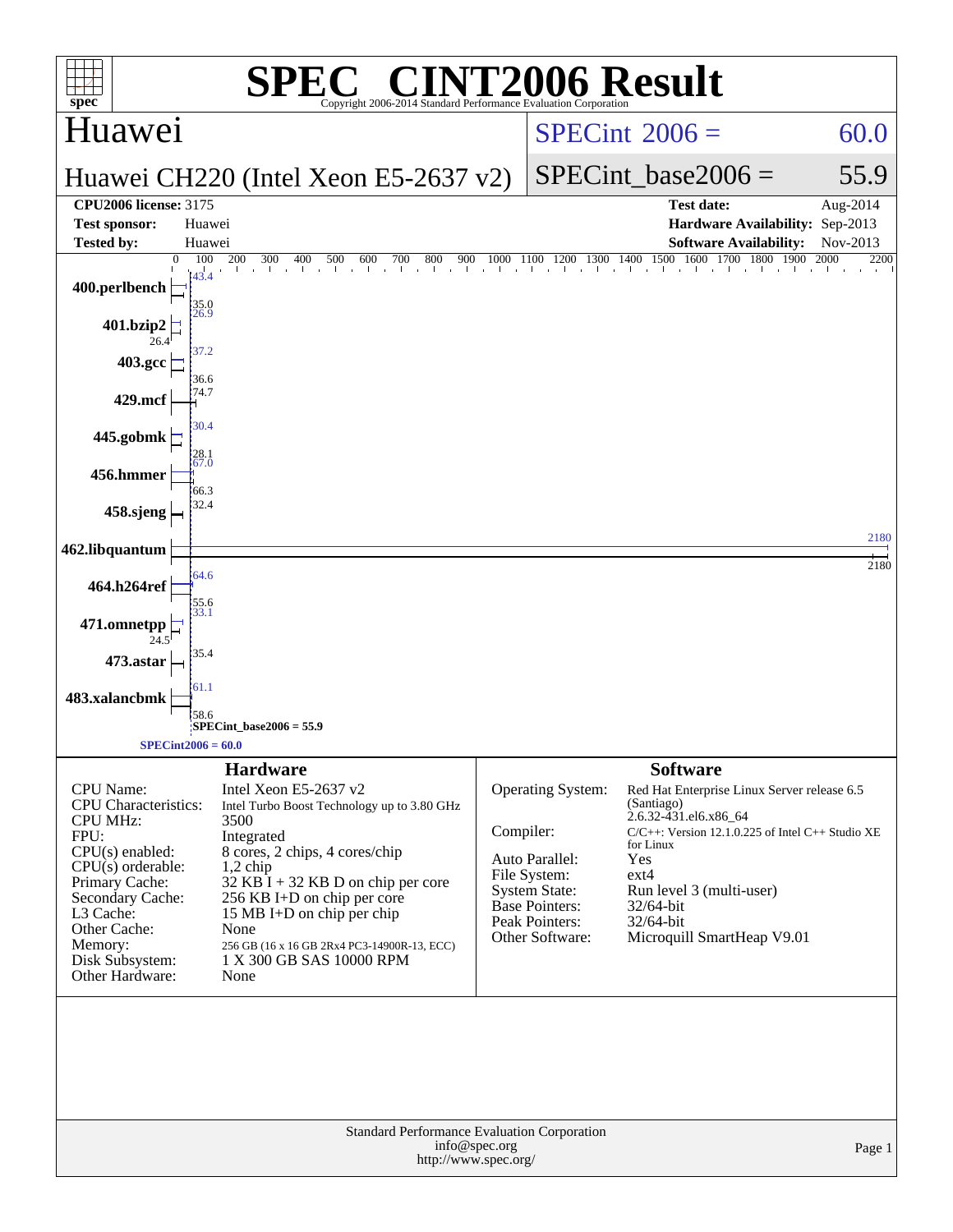# SPEC CINT2006 Result

Copyright 2006-2014 Standard Performance Evaluation Corporation

## Huawei

**Huawei CH220 (Intel Xeon E5-2637 v2)**

SPECint 2006 = 60.0

SPECint_base2006 = 55.9

| | | | |
|---|---|---|---|
| **CPU2006 license:** 3175 | | **Test date:** | Aug-2014 |
| **Test sponsor:** | Huawei | **Hardware Availability:** | Sep-2013 |
| **Tested by:** | Huawei | **Software Availability:** | Nov-2013 |

| Benchmark | Peak | Base |
|---|---|---|
| 400.perlbench | 43.4 | 35.0 |
| 401.bzip2 | 26.9 | 26.4 |
| 403.gcc | 37.2 | 36.6 |
| 429.mcf | 74.7 | |
| 445.gobmk | 30.4 | 28.1 |
| 456.hmmer | 67.0 | 66.3 |
| 458.sjeng | 32.4 | |
| 462.libquantum | 2180 | 2180 |
| 464.h264ref | 64.6 | 55.6 |
| 471.omnetpp | 33.1 | 24.5 |
| 473.astar | 35.4 | |
| 483.xalancbmk | 61.1 | 58.6 |

SPECint_base2006 = 55.9

SPECint2006 = 60.0

### Hardware

| | |
|---|---|
| CPU Name: | Intel Xeon E5-2637 v2 |
| CPU Characteristics: | Intel Turbo Boost Technology up to 3.80 GHz |
| CPU MHz: | 3500 |
| FPU: | Integrated |
| CPU(s) enabled: | 8 cores, 2 chips, 4 cores/chip |
| CPU(s) orderable: | 1,2 chip |
| Primary Cache: | 32 KB I + 32 KB D on chip per core |
| Secondary Cache: | 256 KB I+D on chip per core |
| L3 Cache: | 15 MB I+D on chip per chip |
| Other Cache: | None |
| Memory: | 256 GB (16 x 16 GB 2Rx4 PC3-14900R-13, ECC) |
| Disk Subsystem: | 1 X 300 GB SAS 10000 RPM |
| Other Hardware: | None |

### Software

| | |
|---|---|
| Operating System: | Red Hat Enterprise Linux Server release 6.5 (Santiago) 2.6.32-431.el6.x86_64 |
| Compiler: | C/C++: Version 12.1.0.225 of Intel C++ Studio XE for Linux |
| Auto Parallel: | Yes |
| File System: | ext4 |
| System State: | Run level 3 (multi-user) |
| Base Pointers: | 32/64-bit |
| Peak Pointers: | 32/64-bit |
| Other Software: | Microquill SmartHeap V9.01 |

Standard Performance Evaluation Corporation
info@spec.org
http://www.spec.org/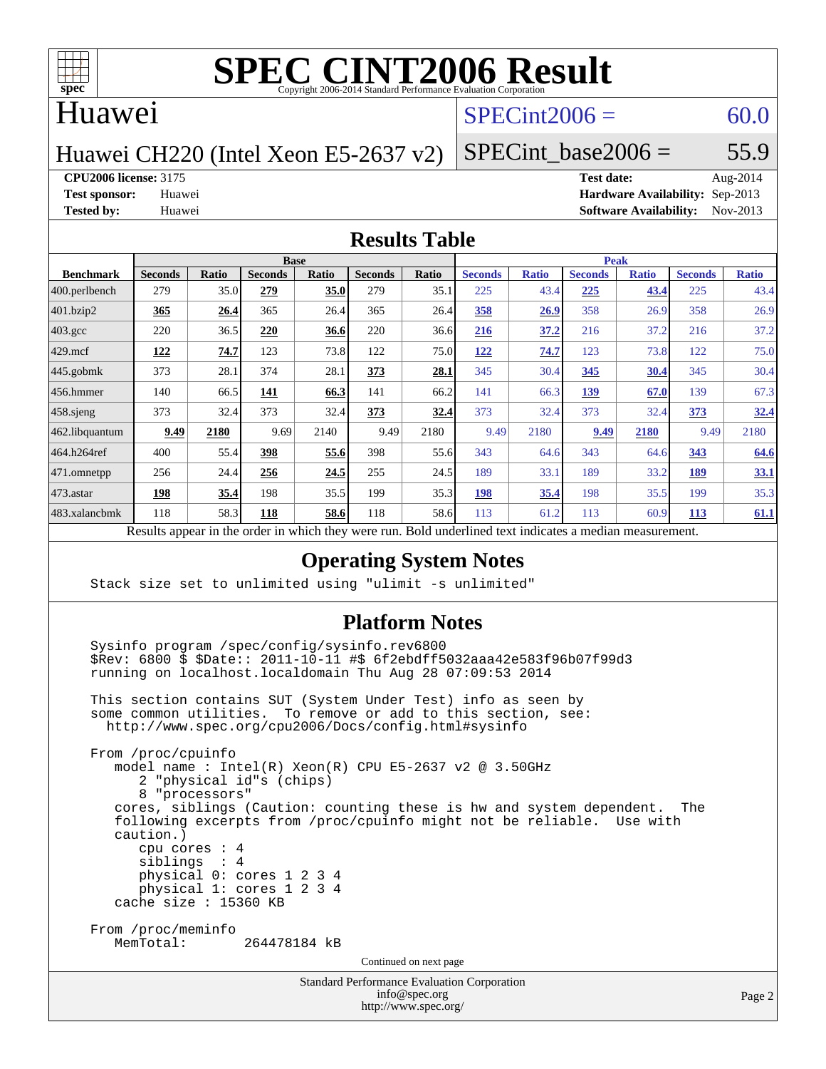# SPEC CINT2006 Result

Copyright 2006-2014 Standard Performance Evaluation Corporation

## Huawei

Huawei CH220 (Intel Xeon E5-2637 v2)

SPECint2006 = 60.0

SPECint_base2006 = 55.9

**CPU2006 license:** 3175
**Test sponsor:** Huawei
**Tested by:** Huawei

**Test date:** Aug-2014
**Hardware Availability:** Sep-2013
**Software Availability:** Nov-2013

## Results Table

| Benchmark | Base | | | | | | Peak | | | | | |
|---|---|---|---|---|---|---|---|---|---|---|---|---|
| | Seconds | Ratio | Seconds | Ratio | Seconds | Ratio | Seconds | Ratio | Seconds | Ratio | Seconds | Ratio |
| 400.perlbench | 279 | 35.0 | **279** | **35.0** | 279 | 35.1 | 225 | 43.4 | **225** | **43.4** | 225 | 43.4 |
| 401.bzip2 | **365** | **26.4** | 365 | 26.4 | 365 | 26.4 | **358** | **26.9** | 358 | 26.9 | 358 | 26.9 |
| 403.gcc | 220 | 36.5 | **220** | **36.6** | 220 | 36.6 | **216** | **37.2** | 216 | 37.2 | 216 | 37.2 |
| 429.mcf | **122** | **74.7** | 123 | 73.8 | 122 | 75.0 | **122** | **74.7** | 123 | 73.8 | 122 | 75.0 |
| 445.gobmk | 373 | 28.1 | 374 | 28.1 | **373** | **28.1** | 345 | 30.4 | **345** | **30.4** | 345 | 30.4 |
| 456.hmmer | 140 | 66.5 | **141** | **66.3** | 141 | 66.2 | 141 | 66.3 | **139** | **67.0** | 139 | 67.3 |
| 458.sjeng | 373 | 32.4 | 373 | 32.4 | **373** | **32.4** | 373 | 32.4 | 373 | 32.4 | **373** | **32.4** |
| 462.libquantum | **9.49** | **2180** | 9.69 | 2140 | 9.49 | 2180 | 9.49 | 2180 | **9.49** | **2180** | 9.49 | 2180 |
| 464.h264ref | 400 | 55.4 | **398** | **55.6** | 398 | 55.6 | 343 | 64.6 | 343 | 64.6 | **343** | **64.6** |
| 471.omnetpp | 256 | 24.4 | **256** | **24.5** | 255 | 24.5 | 189 | 33.1 | 189 | 33.2 | **189** | **33.1** |
| 473.astar | **198** | **35.4** | 198 | 35.5 | 199 | 35.3 | **198** | **35.4** | 198 | 35.5 | 199 | 35.3 |
| 483.xalancbmk | 118 | 58.3 | **118** | **58.6** | 118 | 58.6 | 113 | 61.2 | 113 | 60.9 | **113** | **61.1** |

Results appear in the order in which they were run. Bold underlined text indicates a median measurement.

## Operating System Notes

```
Stack size set to unlimited using "ulimit -s unlimited"
```

## Platform Notes

```
Sysinfo program /spec/config/sysinfo.rev6800
$Rev: 6800 $ $Date:: 2011-10-11 #$ 6f2ebdff5032aaa42e583f96b07f99d3
running on localhost.localdomain Thu Aug 28 07:09:53 2014

This section contains SUT (System Under Test) info as seen by
some common utilities.  To remove or add to this section, see:
  http://www.spec.org/cpu2006/Docs/config.html#sysinfo

From /proc/cpuinfo
   model name : Intel(R) Xeon(R) CPU E5-2637 v2 @ 3.50GHz
      2 "physical id"s (chips)
      8 "processors"
   cores, siblings (Caution: counting these is hw and system dependent.  The
   following excerpts from /proc/cpuinfo might not be reliable.  Use with
   caution.)
      cpu cores : 4
      siblings  : 4
      physical 0: cores 1 2 3 4
      physical 1: cores 1 2 3 4
   cache size : 15360 KB

From /proc/meminfo
   MemTotal:       264478184 kB
```

Continued on next page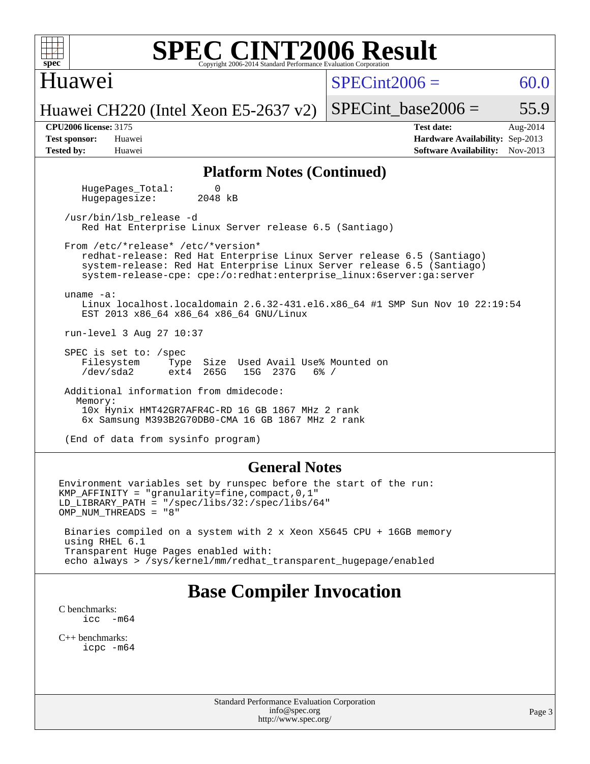# SPEC CINT2006 Result

Copyright 2006-2014 Standard Performance Evaluation Corporation

## Huawei

Huawei CH220 (Intel Xeon E5-2637 v2)

SPECint2006 = 60.0

SPECint_base2006 = 55.9

**CPU2006 license:** 3175
**Test sponsor:** Huawei
**Tested by:** Huawei

**Test date:** Aug-2014
**Hardware Availability:** Sep-2013
**Software Availability:** Nov-2013

## Platform Notes (Continued)

```
   HugePages_Total:       0
   Hugepagesize:       2048 kB

/usr/bin/lsb_release -d
   Red Hat Enterprise Linux Server release 6.5 (Santiago)

From /etc/*release* /etc/*version*
   redhat-release: Red Hat Enterprise Linux Server release 6.5 (Santiago)
   system-release: Red Hat Enterprise Linux Server release 6.5 (Santiago)
   system-release-cpe: cpe:/o:redhat:enterprise_linux:6server:ga:server

uname -a:
   Linux localhost.localdomain 2.6.32-431.el6.x86_64 #1 SMP Sun Nov 10 22:19:54
   EST 2013 x86_64 x86_64 x86_64 GNU/Linux

run-level 3 Aug 27 10:37

SPEC is set to: /spec
   Filesystem     Type  Size  Used Avail Use% Mounted on
   /dev/sda2      ext4  265G   15G  237G   6% /

Additional information from dmidecode:
  Memory:
   10x Hynix HMT42GR7AFR4C-RD 16 GB 1867 MHz 2 rank
   6x Samsung M393B2G70DB0-CMA 16 GB 1867 MHz 2 rank

(End of data from sysinfo program)
```

## General Notes

```
Environment variables set by runspec before the start of the run:
KMP_AFFINITY = "granularity=fine,compact,0,1"
LD_LIBRARY_PATH = "/spec/libs/32:/spec/libs/64"
OMP_NUM_THREADS = "8"

 Binaries compiled on a system with 2 x Xeon X5645 CPU + 16GB memory
 using RHEL 6.1
 Transparent Huge Pages enabled with:
 echo always > /sys/kernel/mm/redhat_transparent_hugepage/enabled
```

## Base Compiler Invocation

C benchmarks:
    icc -m64

C++ benchmarks:
    icpc -m64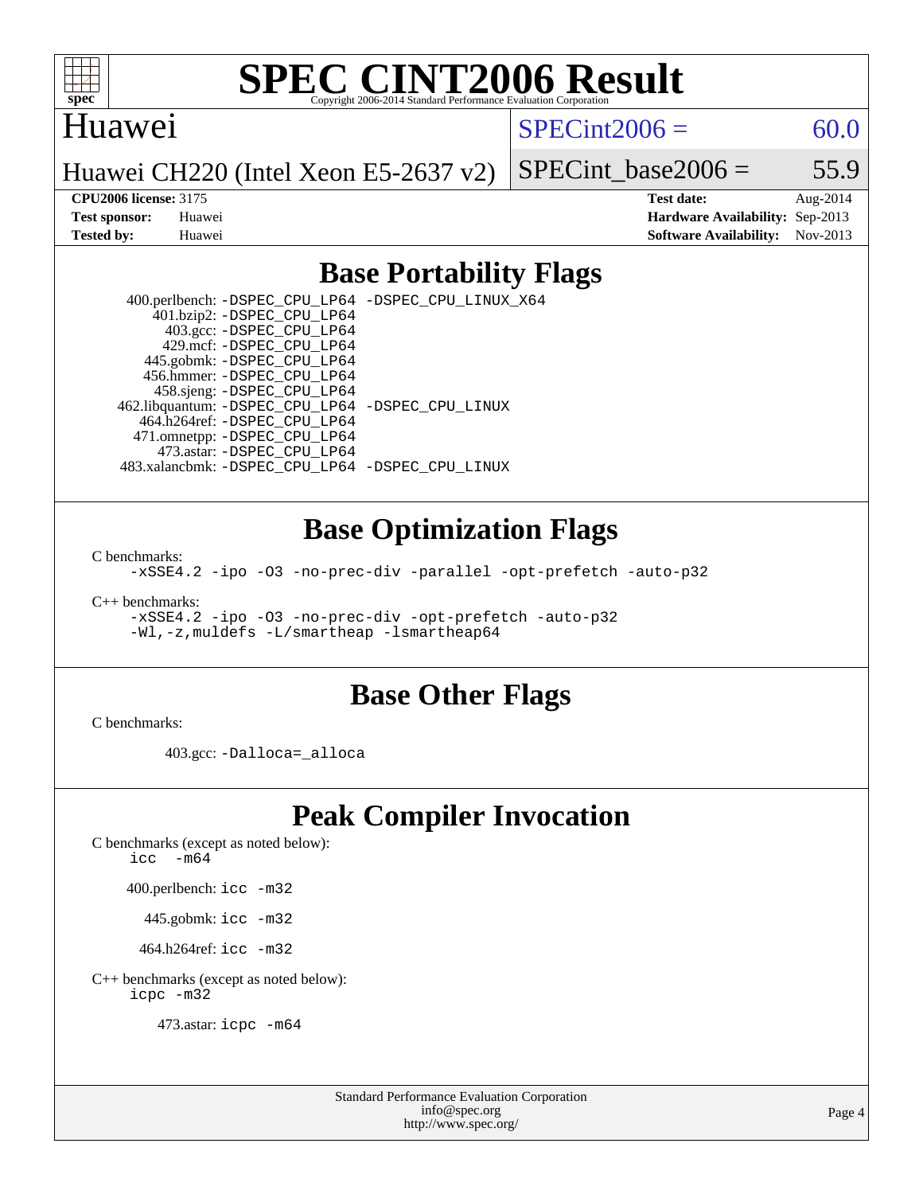# SPEC CINT2006 Result

Copyright 2006-2014 Standard Performance Evaluation Corporation

## Huawei

Huawei CH220 (Intel Xeon E5-2637 v2)

SPECint2006 = 60.0

SPECint_base2006 = 55.9

**CPU2006 license:** 3175
**Test sponsor:** Huawei
**Tested by:** Huawei

**Test date:** Aug-2014
**Hardware Availability:** Sep-2013
**Software Availability:** Nov-2013

## Base Portability Flags

400.perlbench: -DSPEC_CPU_LP64 -DSPEC_CPU_LINUX_X64
401.bzip2: -DSPEC_CPU_LP64
403.gcc: -DSPEC_CPU_LP64
429.mcf: -DSPEC_CPU_LP64
445.gobmk: -DSPEC_CPU_LP64
456.hmmer: -DSPEC_CPU_LP64
458.sjeng: -DSPEC_CPU_LP64
462.libquantum: -DSPEC_CPU_LP64 -DSPEC_CPU_LINUX
464.h264ref: -DSPEC_CPU_LP64
471.omnetpp: -DSPEC_CPU_LP64
473.astar: -DSPEC_CPU_LP64
483.xalancbmk: -DSPEC_CPU_LP64 -DSPEC_CPU_LINUX

## Base Optimization Flags

C benchmarks:
-xSSE4.2 -ipo -O3 -no-prec-div -parallel -opt-prefetch -auto-p32

C++ benchmarks:
-xSSE4.2 -ipo -O3 -no-prec-div -opt-prefetch -auto-p32
-Wl,-z,muldefs -L/smartheap -lsmartheap64

## Base Other Flags

C benchmarks:

403.gcc: -Dalloca=_alloca

## Peak Compiler Invocation

C benchmarks (except as noted below):
icc -m64

400.perlbench: icc -m32

445.gobmk: icc -m32

464.h264ref: icc -m32

C++ benchmarks (except as noted below):
icpc -m32

473.astar: icpc -m64

Standard Performance Evaluation Corporation
info@spec.org
http://www.spec.org/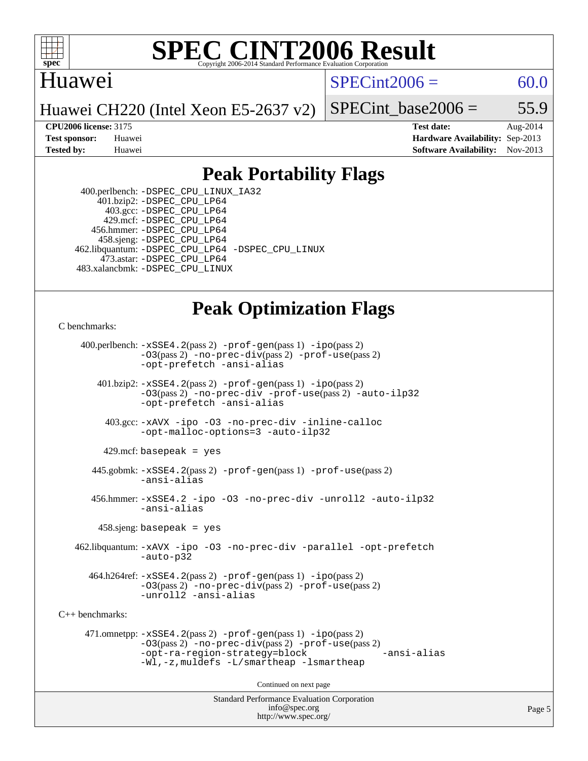# SPEC CINT2006 Result

Huawei

Huawei CH220 (Intel Xeon E5-2637 v2)

SPECint2006 = 60.0

SPECint_base2006 = 55.9

**CPU2006 license:** 3175
**Test sponsor:** Huawei
**Tested by:** Huawei

**Test date:** Aug-2014
**Hardware Availability:** Sep-2013
**Software Availability:** Nov-2013

## Peak Portability Flags

400.perlbench: -DSPEC_CPU_LINUX_IA32
401.bzip2: -DSPEC_CPU_LP64
403.gcc: -DSPEC_CPU_LP64
429.mcf: -DSPEC_CPU_LP64
456.hmmer: -DSPEC_CPU_LP64
458.sjeng: -DSPEC_CPU_LP64
462.libquantum: -DSPEC_CPU_LP64 -DSPEC_CPU_LINUX
473.astar: -DSPEC_CPU_LP64
483.xalancbmk: -DSPEC_CPU_LINUX

## Peak Optimization Flags

C benchmarks:

400.perlbench: -xSSE4.2(pass 2) -prof-gen(pass 1) -ipo(pass 2) -O3(pass 2) -no-prec-div(pass 2) -prof-use(pass 2) -opt-prefetch -ansi-alias

401.bzip2: -xSSE4.2(pass 2) -prof-gen(pass 1) -ipo(pass 2) -O3(pass 2) -no-prec-div -prof-use(pass 2) -auto-ilp32 -opt-prefetch -ansi-alias

403.gcc: -xAVX -ipo -O3 -no-prec-div -inline-calloc -opt-malloc-options=3 -auto-ilp32

429.mcf: basepeak = yes

445.gobmk: -xSSE4.2(pass 2) -prof-gen(pass 1) -prof-use(pass 2) -ansi-alias

456.hmmer: -xSSE4.2 -ipo -O3 -no-prec-div -unroll2 -auto-ilp32 -ansi-alias

458.sjeng: basepeak = yes

462.libquantum: -xAVX -ipo -O3 -no-prec-div -parallel -opt-prefetch -auto-p32

464.h264ref: -xSSE4.2(pass 2) -prof-gen(pass 1) -ipo(pass 2) -O3(pass 2) -no-prec-div(pass 2) -prof-use(pass 2) -unroll2 -ansi-alias

C++ benchmarks:

471.omnetpp: -xSSE4.2(pass 2) -prof-gen(pass 1) -ipo(pass 2) -O3(pass 2) -no-prec-div(pass 2) -prof-use(pass 2) -opt-ra-region-strategy=block -ansi-alias -Wl,-z,muldefs -L/smartheap -lsmartheap

Continued on next page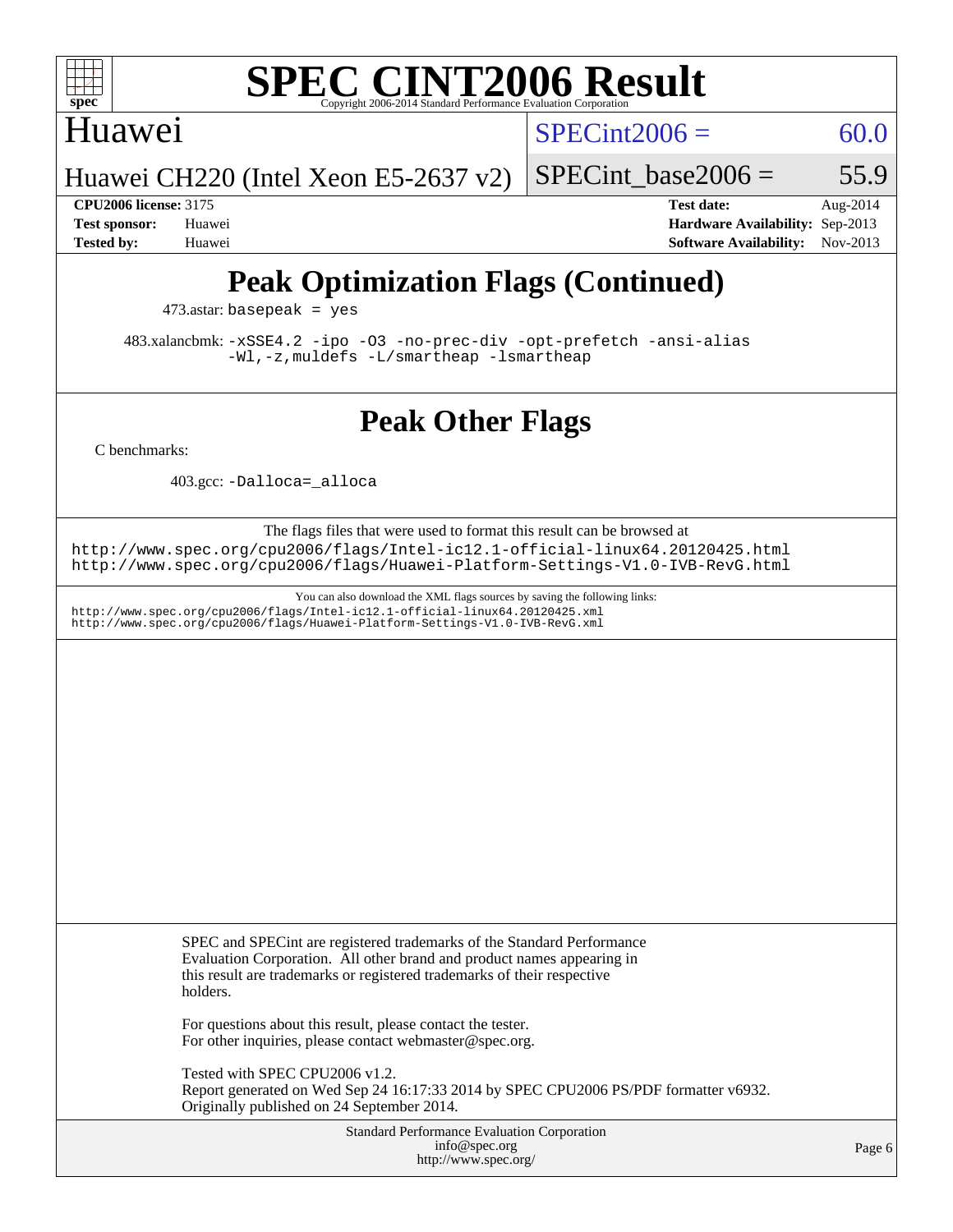# Peak Optimization Flags (Continued)

473.astar: basepeak = yes

483.xalancbmk: -xSSE4.2 -ipo -O3 -no-prec-div -opt-prefetch -ansi-alias -Wl,-z,muldefs -L/smartheap -lsmartheap

# Peak Other Flags

C benchmarks:

403.gcc: -Dalloca=_alloca

The flags files that were used to format this result can be browsed at
http://www.spec.org/cpu2006/flags/Intel-ic12.1-official-linux64.20120425.html
http://www.spec.org/cpu2006/flags/Huawei-Platform-Settings-V1.0-IVB-RevG.html

You can also download the XML flags sources by saving the following links:
http://www.spec.org/cpu2006/flags/Intel-ic12.1-official-linux64.20120425.xml
http://www.spec.org/cpu2006/flags/Huawei-Platform-Settings-V1.0-IVB-RevG.xml

SPEC and SPECint are registered trademarks of the Standard Performance Evaluation Corporation. All other brand and product names appearing in this result are trademarks or registered trademarks of their respective holders.

For questions about this result, please contact the tester.
For other inquiries, please contact webmaster@spec.org.

Tested with SPEC CPU2006 v1.2.
Report generated on Wed Sep 24 16:17:33 2014 by SPEC CPU2006 PS/PDF formatter v6932.
Originally published on 24 September 2014.